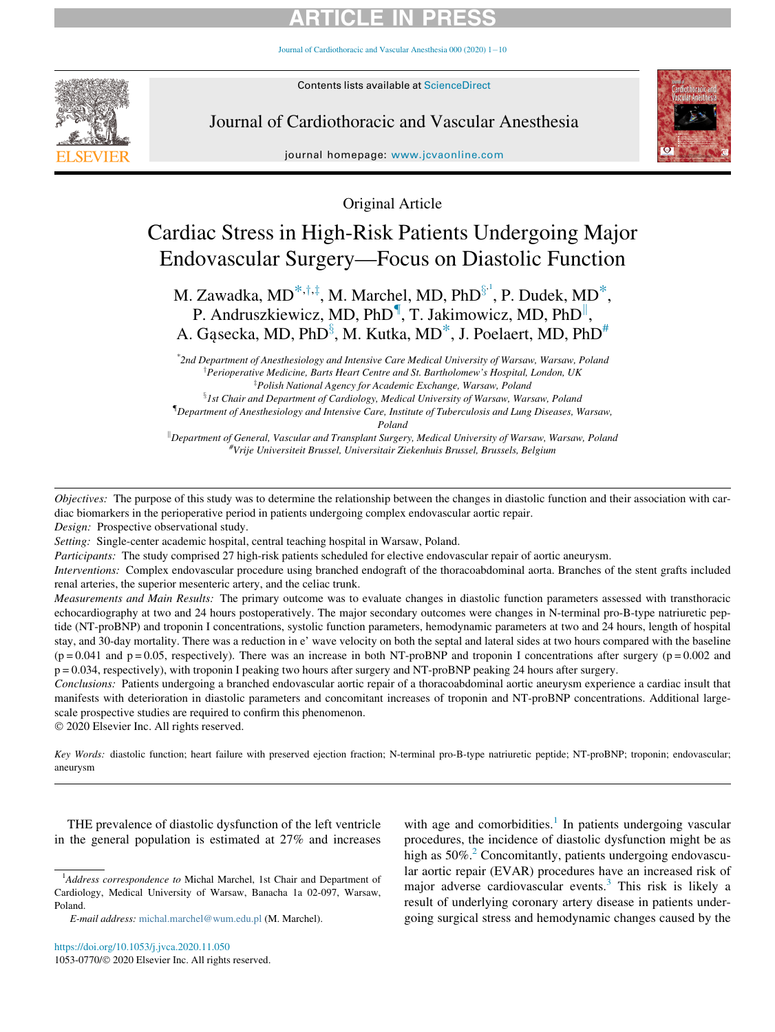ARTICLE IN PRESS

Original Article

# Cardiac Stress in High-Risk Patients Undergoing Major Endovascular Surgery—Focus on Diastolic Function

M. Zawadka, MD[*,†,‡], M. Marchel, MD, PhD[§,1], P. Dudek, MD[*], P. Andruszkiewicz, MD, PhD[¶], T. Jakimowicz, MD, PhD[‖], A. Gąsecka, MD, PhD[§], M. Kutka, MD[*], J. Poelaert, MD, PhD[#]

[*] *2nd Department of Anesthesiology and Intensive Care Medical University of Warsaw, Warsaw, Poland*
[†] *Perioperative Medicine, Barts Heart Centre and St. Bartholomew's Hospital, London, UK*
[‡] *Polish National Agency for Academic Exchange, Warsaw, Poland*
[§] *1st Chair and Department of Cardiology, Medical University of Warsaw, Warsaw, Poland*
[¶] *Department of Anesthesiology and Intensive Care, Institute of Tuberculosis and Lung Diseases, Warsaw, Poland*
[‖] *Department of General, Vascular and Transplant Surgery, Medical University of Warsaw, Warsaw, Poland*
[#] *Vrije Universiteit Brussel, Universitair Ziekenhuis Brussel, Brussels, Belgium*

*Objectives:* The purpose of this study was to determine the relationship between the changes in diastolic function and their association with cardiac biomarkers in the perioperative period in patients undergoing complex endovascular aortic repair.
*Design:* Prospective observational study.
*Setting:* Single-center academic hospital, central teaching hospital in Warsaw, Poland.
*Participants:* The study comprised 27 high-risk patients scheduled for elective endovascular repair of aortic aneurysm.
*Interventions:* Complex endovascular procedure using branched endograft of the thoracoabdominal aorta. Branches of the stent grafts included renal arteries, the superior mesenteric artery, and the celiac trunk.
*Measurements and Main Results:* The primary outcome was to evaluate changes in diastolic function parameters assessed with transthoracic echocardiography at two and 24 hours postoperatively. The major secondary outcomes were changes in N-terminal pro-B-type natriuretic peptide (NT-proBNP) and troponin I concentrations, systolic function parameters, hemodynamic parameters at two and 24 hours, length of hospital stay, and 30-day mortality. There was a reduction in e' wave velocity on both the septal and lateral sides at two hours compared with the baseline ($p = 0.041$ and $p = 0.05$, respectively). There was an increase in both NT-proBNP and troponin I concentrations after surgery ($p = 0.002$ and $p = 0.034$, respectively), with troponin I peaking two hours after surgery and NT-proBNP peaking 24 hours after surgery.
*Conclusions:* Patients undergoing a branched endovascular aortic repair of a thoracoabdominal aortic aneurysm experience a cardiac insult that manifests with deterioration in diastolic parameters and concomitant increases of troponin and NT-proBNP concentrations. Additional large-scale prospective studies are required to confirm this phenomenon.
© 2020 Elsevier Inc. All rights reserved.

*Key Words:* diastolic function; heart failure with preserved ejection fraction; N-terminal pro-B-type natriuretic peptide; NT-proBNP; troponin; endovascular; aneurysm

THE prevalence of diastolic dysfunction of the left ventricle in the general population is estimated at 27% and increases with age and comorbidities.[1] In patients undergoing vascular procedures, the incidence of diastolic dysfunction might be as high as 50%.[2] Concomitantly, patients undergoing endovascular aortic repair (EVAR) procedures have an increased risk of major adverse cardiovascular events.[3] This risk is likely a result of underlying coronary artery disease in patients undergoing surgical stress and hemodynamic changes caused by the

[1] *Address correspondence to* Michal Marchel, 1st Chair and Department of Cardiology, Medical University of Warsaw, Banacha 1a 02-097, Warsaw, Poland.

*E-mail address:* michal.marchel@wum.edu.pl (M. Marchel).

https://doi.org/10.1053/j.jvca.2020.11.050
1053-0770/© 2020 Elsevier Inc. All rights reserved.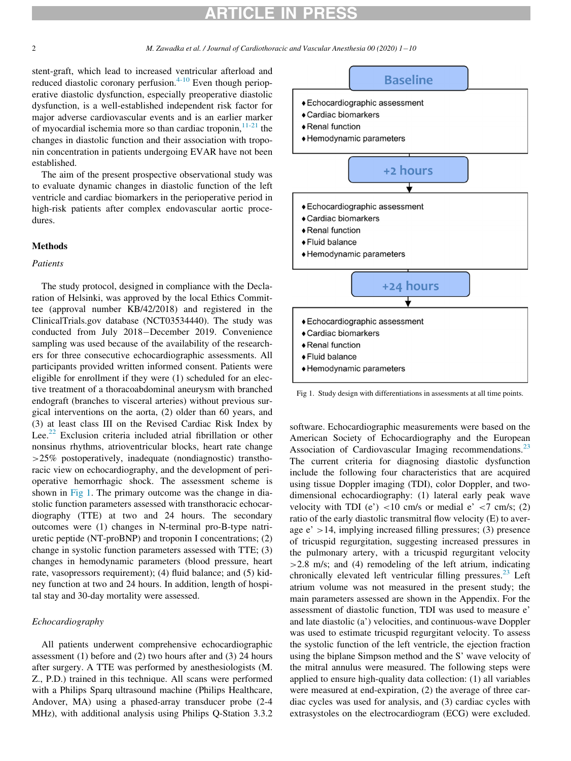stent-graft, which lead to increased ventricular afterload and reduced diastolic coronary perfusion.[4-10] Even though perioperative diastolic dysfunction, especially preoperative diastolic dysfunction, is a well-established independent risk factor for major adverse cardiovascular events and is an earlier marker of myocardial ischemia more so than cardiac troponin,[11-21] the changes in diastolic function and their association with troponin concentration in patients undergoing EVAR have not been established.

The aim of the present prospective observational study was to evaluate dynamic changes in diastolic function of the left ventricle and cardiac biomarkers in the perioperative period in high-risk patients after complex endovascular aortic procedures.

## Methods

### Patients

The study protocol, designed in compliance with the Declaration of Helsinki, was approved by the local Ethics Committee (approval number KB/42/2018) and registered in the ClinicalTrials.gov database (NCT03534440). The study was conducted from July 2018−December 2019. Convenience sampling was used because of the availability of the researchers for three consecutive echocardiographic assessments. All participants provided written informed consent. Patients were eligible for enrollment if they were (1) scheduled for an elective treatment of a thoracoabdominal aneurysm with branched endograft (branches to visceral arteries) without previous surgical interventions on the aorta, (2) older than 60 years, and (3) at least class III on the Revised Cardiac Risk Index by Lee.[22] Exclusion criteria included atrial fibrillation or other nonsinus rhythms, atrioventricular blocks, heart rate change >25% postoperatively, inadequate (nondiagnostic) transthoracic view on echocardiography, and the development of perioperative hemorrhagic shock. The assessment scheme is shown in Fig 1. The primary outcome was the change in diastolic function parameters assessed with transthoracic echocardiography (TTE) at two and 24 hours. The secondary outcomes were (1) changes in N-terminal pro-B-type natriuretic peptide (NT-proBNP) and troponin I concentrations; (2) change in systolic function parameters assessed with TTE; (3) changes in hemodynamic parameters (blood pressure, heart rate, vasopressors requirement); (4) fluid balance; and (5) kidney function at two and 24 hours. In addition, length of hospital stay and 30-day mortality were assessed.

**Baseline**
- Echocardiographic assessment
- Cardiac biomarkers
- Renal function
- Hemodynamic parameters

**+2 hours**
- Echocardiographic assessment
- Cardiac biomarkers
- Renal function
- Fluid balance
- Hemodynamic parameters

**+24 hours**
- Echocardiographic assessment
- Cardiac biomarkers
- Renal function
- Fluid balance
- Hemodynamic parameters

Fig 1. Study design with differentiations in assessments at all time points.

### Echocardiography

All patients underwent comprehensive echocardiographic assessment (1) before and (2) two hours after and (3) 24 hours after surgery. A TTE was performed by anesthesiologists (M. Z., P.D.) trained in this technique. All scans were performed with a Philips Sparq ultrasound machine (Philips Healthcare, Andover, MA) using a phased-array transducer probe (2-4 MHz), with additional analysis using Philips Q-Station 3.3.2 software. Echocardiographic measurements were based on the American Society of Echocardiography and the European Association of Cardiovascular Imaging recommendations.[23] The current criteria for diagnosing diastolic dysfunction include the following four characteristics that are acquired using tissue Doppler imaging (TDI), color Doppler, and two-dimensional echocardiography: (1) lateral early peak wave velocity with TDI (e') <10 cm/s or medial e' <7 cm/s; (2) ratio of the early diastolic transmitral flow velocity (E) to average e' >14, implying increased filling pressures; (3) presence of tricuspid regurgitation, suggesting increased pressures in the pulmonary artery, with a tricuspid regurgitant velocity >2.8 m/s; and (4) remodeling of the left atrium, indicating chronically elevated left ventricular filling pressures.[23] Left atrium volume was not measured in the present study; the main parameters assessed are shown in the Appendix. For the assessment of diastolic function, TDI was used to measure e' and late diastolic (a') velocities, and continuous-wave Doppler was used to estimate tricuspid regurgitant velocity. To assess the systolic function of the left ventricle, the ejection fraction using the biplane Simpson method and the S' wave velocity of the mitral annulus were measured. The following steps were applied to ensure high-quality data collection: (1) all variables were measured at end-expiration, (2) the average of three cardiac cycles was used for analysis, and (3) cardiac cycles with extrasystoles on the electrocardiogram (ECG) were excluded.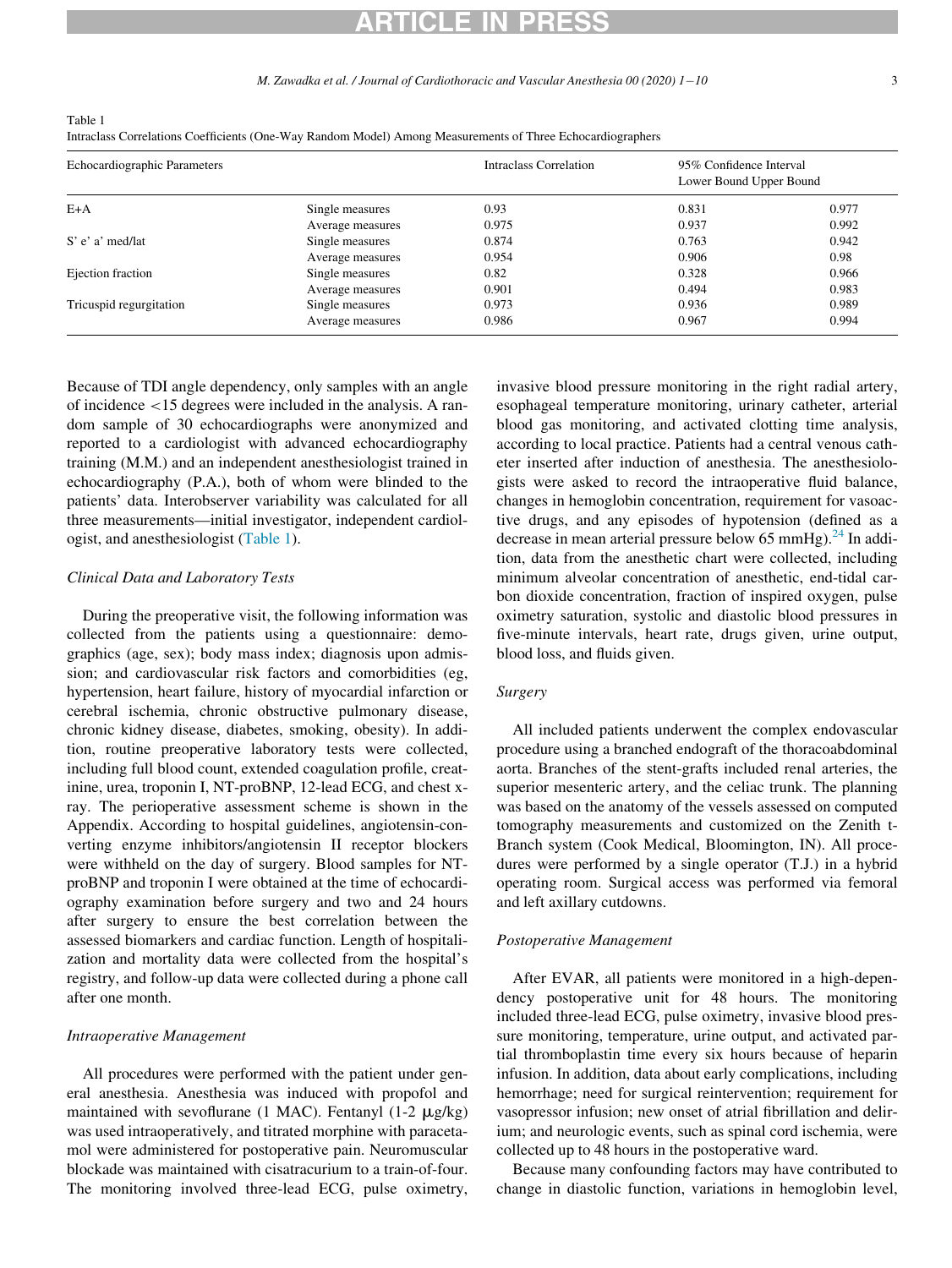Table 1
Intraclass Correlations Coefficients (One-Way Random Model) Among Measurements of Three Echocardiographers

| Echocardiographic Parameters | | Intraclass Correlation | 95% Confidence Interval | |
|---|---|---|---|---|
| | | | Lower Bound | Upper Bound |
| E+A | Single measures | 0.93 | 0.831 | 0.977 |
| | Average measures | 0.975 | 0.937 | 0.992 |
| S' e' a' med/lat | Single measures | 0.874 | 0.763 | 0.942 |
| | Average measures | 0.954 | 0.906 | 0.98 |
| Ejection fraction | Single measures | 0.82 | 0.328 | 0.966 |
| | Average measures | 0.901 | 0.494 | 0.983 |
| Tricuspid regurgitation | Single measures | 0.973 | 0.936 | 0.989 |
| | Average measures | 0.986 | 0.967 | 0.994 |

Because of TDI angle dependency, only samples with an angle of incidence <15 degrees were included in the analysis. A random sample of 30 echocardiographs were anonymized and reported to a cardiologist with advanced echocardiography training (M.M.) and an independent anesthesiologist trained in echocardiography (P.A.), both of whom were blinded to the patients' data. Interobserver variability was calculated for all three measurements—initial investigator, independent cardiologist, and anesthesiologist (Table 1).

### Clinical Data and Laboratory Tests

During the preoperative visit, the following information was collected from the patients using a questionnaire: demographics (age, sex); body mass index; diagnosis upon admission; and cardiovascular risk factors and comorbidities (eg, hypertension, heart failure, history of myocardial infarction or cerebral ischemia, chronic obstructive pulmonary disease, chronic kidney disease, diabetes, smoking, obesity). In addition, routine preoperative laboratory tests were collected, including full blood count, extended coagulation profile, creatinine, urea, troponin I, NT-proBNP, 12-lead ECG, and chest x-ray. The perioperative assessment scheme is shown in the Appendix. According to hospital guidelines, angiotensin-converting enzyme inhibitors/angiotensin II receptor blockers were withheld on the day of surgery. Blood samples for NT-proBNP and troponin I were obtained at the time of echocardiography examination before surgery and two and 24 hours after surgery to ensure the best correlation between the assessed biomarkers and cardiac function. Length of hospitalization and mortality data were collected from the hospital's registry, and follow-up data were collected during a phone call after one month.

### Intraoperative Management

All procedures were performed with the patient under general anesthesia. Anesthesia was induced with propofol and maintained with sevoflurane (1 MAC). Fentanyl (1-2 μg/kg) was used intraoperatively, and titrated morphine with paracetamol were administered for postoperative pain. Neuromuscular blockade was maintained with cisatracurium to a train-of-four. The monitoring involved three-lead ECG, pulse oximetry, invasive blood pressure monitoring in the right radial artery, esophageal temperature monitoring, urinary catheter, arterial blood gas monitoring, and activated clotting time analysis, according to local practice. Patients had a central venous catheter inserted after induction of anesthesia. The anesthesiologists were asked to record the intraoperative fluid balance, changes in hemoglobin concentration, requirement for vasoactive drugs, and any episodes of hypotension (defined as a decrease in mean arterial pressure below 65 mmHg).[24] In addition, data from the anesthetic chart were collected, including minimum alveolar concentration of anesthetic, end-tidal carbon dioxide concentration, fraction of inspired oxygen, pulse oximetry saturation, systolic and diastolic blood pressures in five-minute intervals, heart rate, drugs given, urine output, blood loss, and fluids given.

### Surgery

All included patients underwent the complex endovascular procedure using a branched endograft of the thoracoabdominal aorta. Branches of the stent-grafts included renal arteries, the superior mesenteric artery, and the celiac trunk. The planning was based on the anatomy of the vessels assessed on computed tomography measurements and customized on the Zenith t-Branch system (Cook Medical, Bloomington, IN). All procedures were performed by a single operator (T.J.) in a hybrid operating room. Surgical access was performed via femoral and left axillary cutdowns.

### Postoperative Management

After EVAR, all patients were monitored in a high-dependency postoperative unit for 48 hours. The monitoring included three-lead ECG, pulse oximetry, invasive blood pressure monitoring, temperature, urine output, and activated partial thromboplastin time every six hours because of heparin infusion. In addition, data about early complications, including hemorrhage; need for surgical reintervention; requirement for vasopressor infusion; new onset of atrial fibrillation and delirium; and neurologic events, such as spinal cord ischemia, were collected up to 48 hours in the postoperative ward.

Because many confounding factors may have contributed to change in diastolic function, variations in hemoglobin level,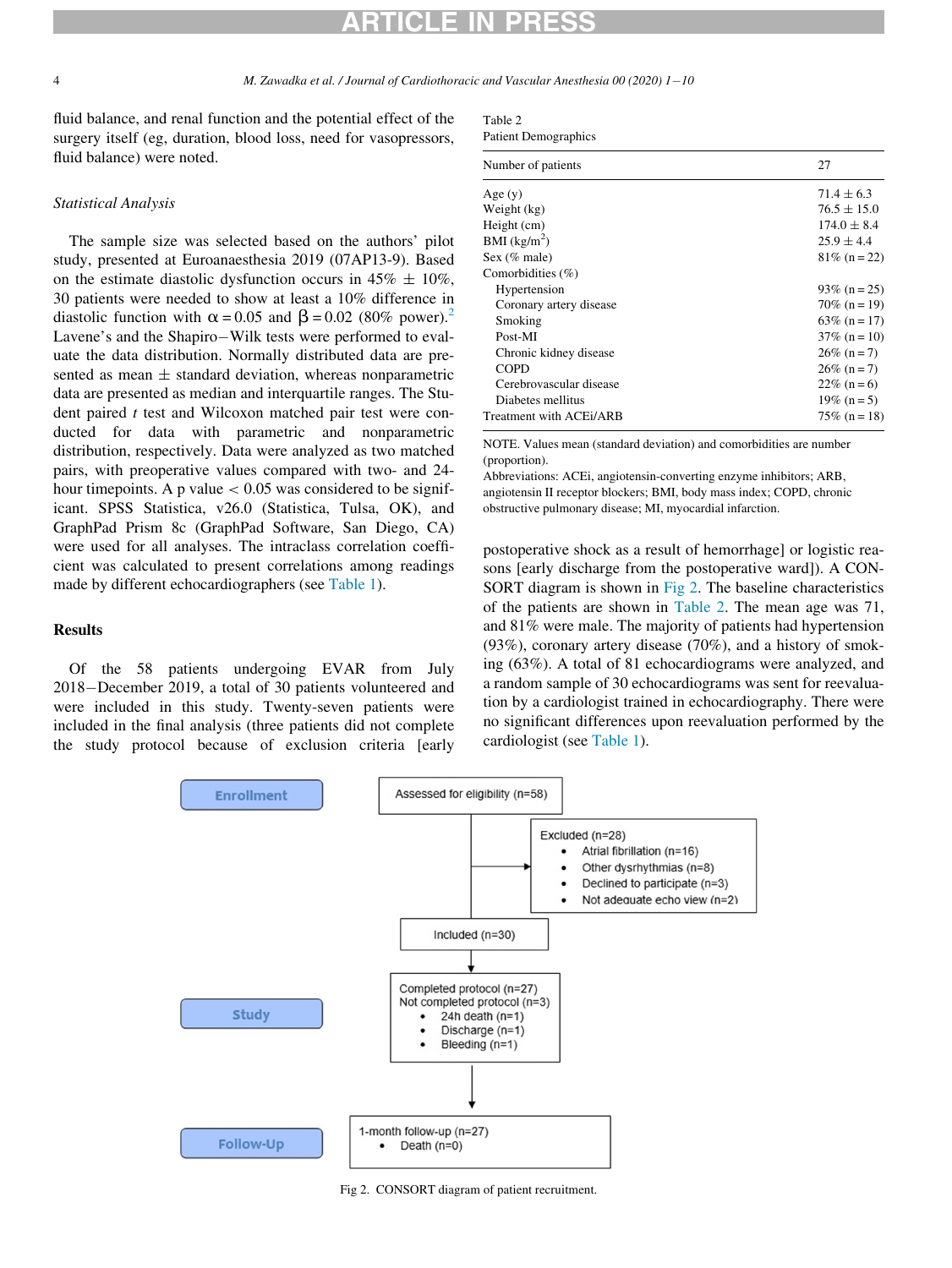fluid balance, and renal function and the potential effect of the surgery itself (eg, duration, blood loss, need for vasopressors, fluid balance) were noted.

### Statistical Analysis

The sample size was selected based on the authors' pilot study, presented at Euroanaesthesia 2019 (07AP13-9). Based on the estimate diastolic dysfunction occurs in 45% ± 10%, 30 patients were needed to show at least a 10% difference in diastolic function with $\alpha = 0.05$ and $\beta = 0.02$ (80% power).[2] Lavene's and the Shapiro−Wilk tests were performed to evaluate the data distribution. Normally distributed data are presented as mean ± standard deviation, whereas nonparametric data are presented as median and interquartile ranges. The Student paired $t$ test and Wilcoxon matched pair test were conducted for data with parametric and nonparametric distribution, respectively. Data were analyzed as two matched pairs, with preoperative values compared with two- and 24-hour timepoints. A p value $< 0.05$ was considered to be significant. SPSS Statistica, v26.0 (Statistica, Tulsa, OK), and GraphPad Prism 8c (GraphPad Software, San Diego, CA) were used for all analyses. The intraclass correlation coefficient was calculated to present correlations among readings made by different echocardiographers (see Table 1).

## Results

Of the 58 patients undergoing EVAR from July 2018−December 2019, a total of 30 patients volunteered and were included in this study. Twenty-seven patients were included in the final analysis (three patients did not complete the study protocol because of exclusion criteria [early postoperative shock as a result of hemorrhage] or logistic reasons [early discharge from the postoperative ward]). A CONSORT diagram is shown in Fig 2. The baseline characteristics of the patients are shown in Table 2. The mean age was 71, and 81% were male. The majority of patients had hypertension (93%), coronary artery disease (70%), and a history of smoking (63%). A total of 81 echocardiograms were analyzed, and a random sample of 30 echocardiograms was sent for reevaluation by a cardiologist trained in echocardiography. There were no significant differences upon reevaluation performed by the cardiologist (see Table 1).

Table 2
Patient Demographics

| Number of patients | 27 |
|---|---|
| Age (y) | 71.4 ± 6.3 |
| Weight (kg) | 76.5 ± 15.0 |
| Height (cm) | 174.0 ± 8.4 |
| BMI (kg/m$^2$) | 25.9 ± 4.4 |
| Sex (% male) | 81% (n = 22) |
| Comorbidities (%) | |
| Hypertension | 93% (n = 25) |
| Coronary artery disease | 70% (n = 19) |
| Smoking | 63% (n = 17) |
| Post-MI | 37% (n = 10) |
| Chronic kidney disease | 26% (n = 7) |
| COPD | 26% (n = 7) |
| Cerebrovascular disease | 22% (n = 6) |
| Diabetes mellitus | 19% (n = 5) |
| Treatment with ACEi/ARB | 75% (n = 18) |

NOTE. Values mean (standard deviation) and comorbidities are number (proportion).
Abbreviations: ACEi, angiotensin-converting enzyme inhibitors; ARB, angiotensin II receptor blockers; BMI, body mass index; COPD, chronic obstructive pulmonary disease; MI, myocardial infarction.

**Enrollment**

Assessed for eligibility (n=58)

Excluded (n=28)
- Atrial fibrillation (n=16)
- Other dysrhythmias (n=8)
- Declined to participate (n=3)
- Not adequate echo view (n=2)

Included (n=30)

**Study**

Completed protocol (n=27)
Not completed protocol (n=3)
- 24h death (n=1)
- Discharge (n=1)
- Bleeding (n=1)

**Follow-Up**

1-month follow-up (n=27)
- Death (n=0)

Fig 2. CONSORT diagram of patient recruitment.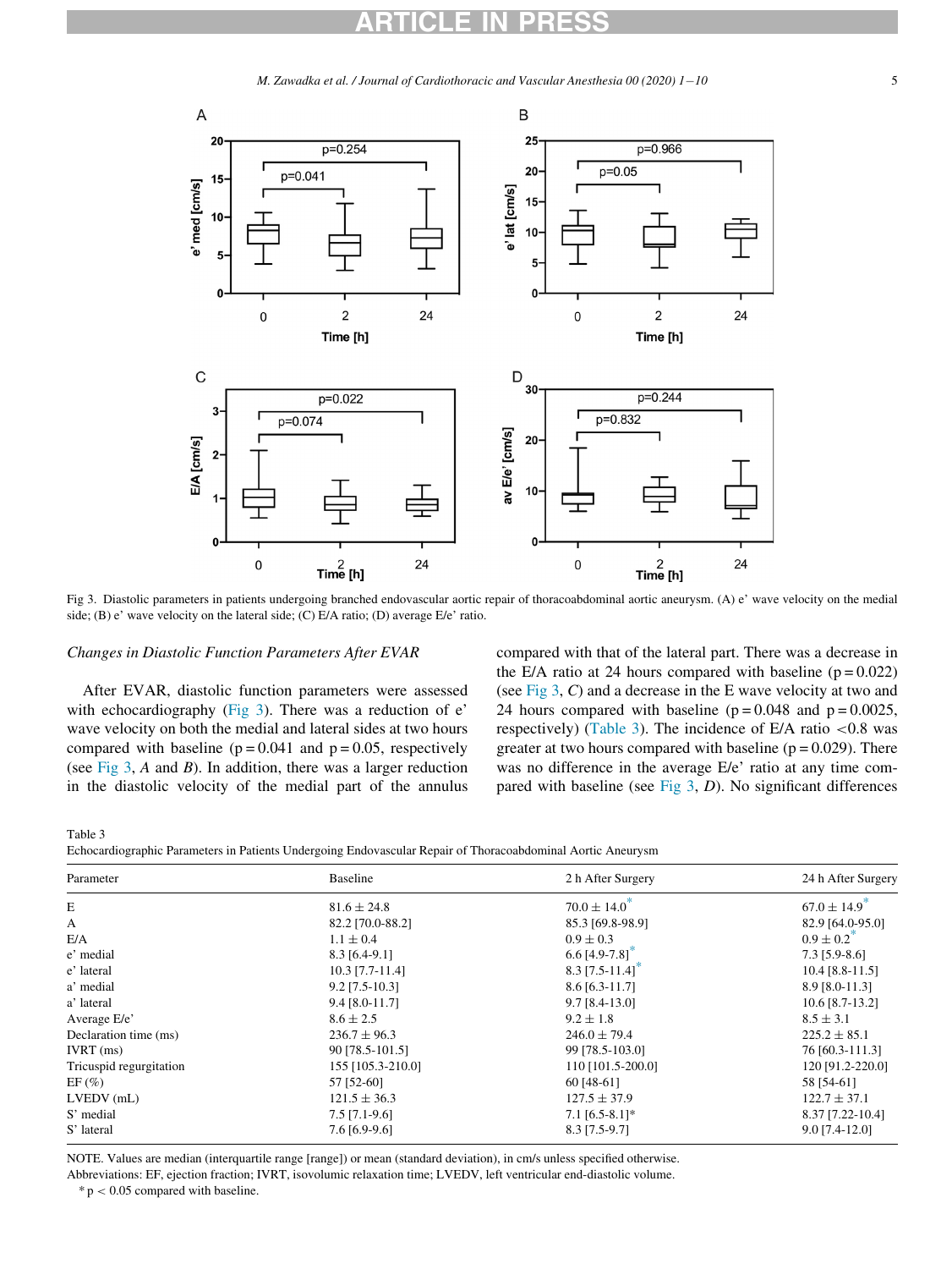Fig 3. Diastolic parameters in patients undergoing branched endovascular aortic repair of thoracoabdominal aortic aneurysm. (A) e' wave velocity on the medial side; (B) e' wave velocity on the lateral side; (C) E/A ratio; (D) average E/e' ratio.

### Changes in Diastolic Function Parameters After EVAR

After EVAR, diastolic function parameters were assessed with echocardiography (Fig 3). There was a reduction of e' wave velocity on both the medial and lateral sides at two hours compared with baseline ($p = 0.041$ and $p = 0.05$, respectively (see Fig 3, *A* and *B*). In addition, there was a larger reduction in the diastolic velocity of the medial part of the annulus compared with that of the lateral part. There was a decrease in the E/A ratio at 24 hours compared with baseline ($p = 0.022$) (see Fig 3, *C*) and a decrease in the E wave velocity at two and 24 hours compared with baseline ($p = 0.048$ and $p = 0.0025$, respectively) (Table 3). The incidence of E/A ratio <0.8 was greater at two hours compared with baseline ($p = 0.029$). There was no difference in the average E/e' ratio at any time compared with baseline (see Fig 3, *D*). No significant differences

Table 3
Echocardiographic Parameters in Patients Undergoing Endovascular Repair of Thoracoabdominal Aortic Aneurysm

| Parameter | Baseline | 2 h After Surgery | 24 h After Surgery |
|---|---|---|---|
| E | 81.6 ± 24.8 | 70.0 ± 14.0* | 67.0 ± 14.9* |
| A | 82.2 [70.0-88.2] | 85.3 [69.8-98.9] | 82.9 [64.0-95.0] |
| E/A | 1.1 ± 0.4 | 0.9 ± 0.3 | 0.9 ± 0.2* |
| e' medial | 8.3 [6.4-9.1] | 6.6 [4.9-7.8]* | 7.3 [5.9-8.6] |
| e' lateral | 10.3 [7.7-11.4] | 8.3 [7.5-11.4]* | 10.4 [8.8-11.5] |
| a' medial | 9.2 [7.5-10.3] | 8.6 [6.3-11.7] | 8.9 [8.0-11.3] |
| a' lateral | 9.4 [8.0-11.7] | 9.7 [8.4-13.0] | 10.6 [8.7-13.2] |
| Average E/e' | 8.6 ± 2.5 | 9.2 ± 1.8 | 8.5 ± 3.1 |
| Declaration time (ms) | 236.7 ± 96.3 | 246.0 ± 79.4 | 225.2 ± 85.1 |
| IVRT (ms) | 90 [78.5-101.5] | 99 [78.5-103.0] | 76 [60.3-111.3] |
| Tricuspid regurgitation | 155 [105.3-210.0] | 110 [101.5-200.0] | 120 [91.2-220.0] |
| EF (%) | 57 [52-60] | 60 [48-61] | 58 [54-61] |
| LVEDV (mL) | 121.5 ± 36.3 | 127.5 ± 37.9 | 122.7 ± 37.1 |
| S' medial | 7.5 [7.1-9.6] | 7.1 [6.5-8.1]* | 8.37 [7.22-10.4] |
| S' lateral | 7.6 [6.9-9.6] | 8.3 [7.5-9.7] | 9.0 [7.4-12.0] |

NOTE. Values are median (interquartile range [range]) or mean (standard deviation), in cm/s unless specified otherwise.
Abbreviations: EF, ejection fraction; IVRT, isovolumic relaxation time; LVEDV, left ventricular end-diastolic volume.
* $p < 0.05$ compared with baseline.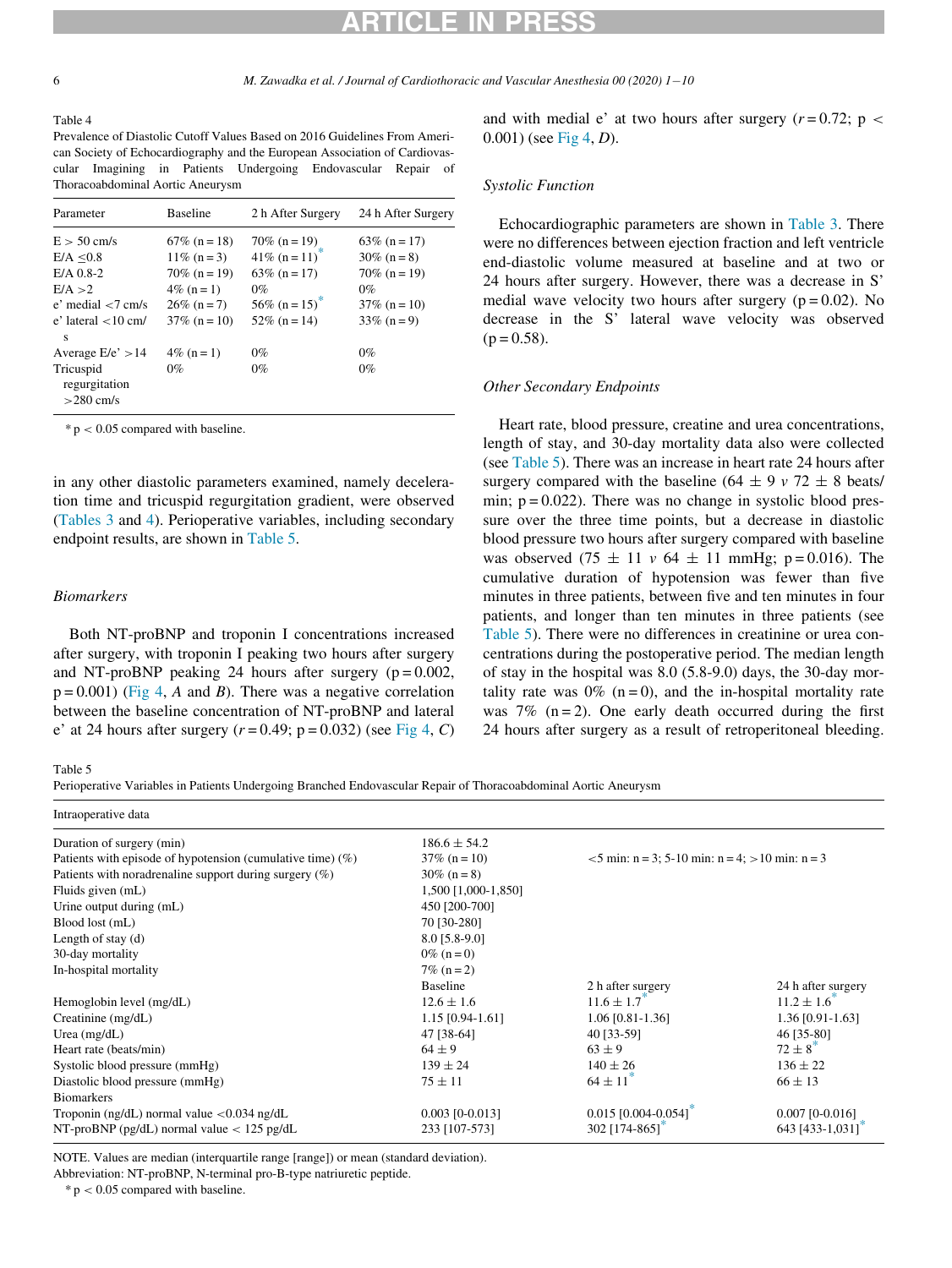Table 4
Prevalence of Diastolic Cutoff Values Based on 2016 Guidelines From American Society of Echocardiography and the European Association of Cardiovascular Imagining in Patients Undergoing Endovascular Repair of Thoracoabdominal Aortic Aneurysm

| Parameter | Baseline | 2 h After Surgery | 24 h After Surgery |
|---|---|---|---|
| E > 50 cm/s | 67% (n = 18) | 70% (n = 19) | 63% (n = 17) |
| E/A ≤0.8 | 11% (n = 3) | 41% (n = 11)* | 30% (n = 8) |
| E/A 0.8-2 | 70% (n = 19) | 63% (n = 17) | 70% (n = 19) |
| E/A >2 | 4% (n = 1) | 0% | 0% |
| e' medial <7 cm/s | 26% (n = 7) | 56% (n = 15)* | 37% (n = 10) |
| e' lateral <10 cm/s | 37% (n = 10) | 52% (n = 14) | 33% (n = 9) |
| Average E/e' >14 | 4% (n = 1) | 0% | 0% |
| Tricuspid regurgitation >280 cm/s | 0% | 0% | 0% |

* p < 0.05 compared with baseline.

in any other diastolic parameters examined, namely deceleration time and tricuspid regurgitation gradient, were observed (Tables 3 and 4). Perioperative variables, including secondary endpoint results, are shown in Table 5.

### Biomarkers

Both NT-proBNP and troponin I concentrations increased after surgery, with troponin I peaking two hours after surgery and NT-proBNP peaking 24 hours after surgery ($p = 0.002$, $p = 0.001$) (Fig 4, *A* and *B*). There was a negative correlation between the baseline concentration of NT-proBNP and lateral e' at 24 hours after surgery ($r = 0.49$; $p = 0.032$) (see Fig 4, *C*) and with medial e' at two hours after surgery ($r = 0.72$; $p < 0.001$) (see Fig 4, *D*).

### Systolic Function

Echocardiographic parameters are shown in Table 3. There were no differences between ejection fraction and left ventricle end-diastolic volume measured at baseline and at two or 24 hours after surgery. However, there was a decrease in S' medial wave velocity two hours after surgery ($p = 0.02$). No decrease in the S' lateral wave velocity was observed ($p = 0.58$).

### Other Secondary Endpoints

Heart rate, blood pressure, creatine and urea concentrations, length of stay, and 30-day mortality data also were collected (see Table 5). There was an increase in heart rate 24 hours after surgery compared with the baseline (64 ± 9 *v* 72 ± 8 beats/min; $p = 0.022$). There was no change in systolic blood pressure over the three time points, but a decrease in diastolic blood pressure two hours after surgery compared with baseline was observed (75 ± 11 *v* 64 ± 11 mmHg; $p = 0.016$). The cumulative duration of hypotension was fewer than five minutes in three patients, between five and ten minutes in four patients, and longer than ten minutes in three patients (see Table 5). There were no differences in creatinine or urea concentrations during the postoperative period. The median length of stay in the hospital was 8.0 (5.8-9.0) days, the 30-day mortality rate was 0% (n = 0), and the in-hospital mortality rate was 7% (n = 2). One early death occurred during the first 24 hours after surgery as a result of retroperitoneal bleeding.

Table 5
Perioperative Variables in Patients Undergoing Branched Endovascular Repair of Thoracoabdominal Aortic Aneurysm

| Intraoperative data | | | |
|---|---|---|---|
| Duration of surgery (min) | 186.6 ± 54.2 | | |
| Patients with episode of hypotension (cumulative time) (%) | 37% (n = 10) | <5 min: n = 3; 5-10 min: n = 4; >10 min: n = 3 | |
| Patients with noradrenaline support during surgery (%) | 30% (n = 8) | | |
| Fluids given (mL) | 1,500 [1,000-1,850] | | |
| Urine output during (mL) | 450 [200-700] | | |
| Blood lost (mL) | 70 [30-280] | | |
| Length of stay (d) | 8.0 [5.8-9.0] | | |
| 30-day mortality | 0% (n = 0) | | |
| In-hospital mortality | 7% (n = 2) | | |
| | Baseline | 2 h after surgery | 24 h after surgery |
| Hemoglobin level (mg/dL) | 12.6 ± 1.6 | 11.6 ± 1.7* | 11.2 ± 1.6* |
| Creatinine (mg/dL) | 1.15 [0.94-1.61] | 1.06 [0.81-1.36] | 1.36 [0.91-1.63] |
| Urea (mg/dL) | 47 [38-64] | 40 [33-59] | 46 [35-80] |
| Heart rate (beats/min) | 64 ± 9 | 63 ± 9 | 72 ± 8* |
| Systolic blood pressure (mmHg) | 139 ± 24 | 140 ± 26 | 136 ± 22 |
| Diastolic blood pressure (mmHg) | 75 ± 11 | 64 ± 11* | 66 ± 13 |
| Biomarkers | | | |
| Troponin (ng/dL) normal value <0.034 ng/dL | 0.003 [0-0.013] | 0.015 [0.004-0.054]* | 0.007 [0-0.016] |
| NT-proBNP (pg/dL) normal value < 125 pg/dL | 233 [107-573] | 302 [174-865]* | 643 [433-1,031]* |

NOTE. Values are median (interquartile range [range]) or mean (standard deviation).

Abbreviation: NT-proBNP, N-terminal pro-B-type natriuretic peptide.

* p < 0.05 compared with baseline.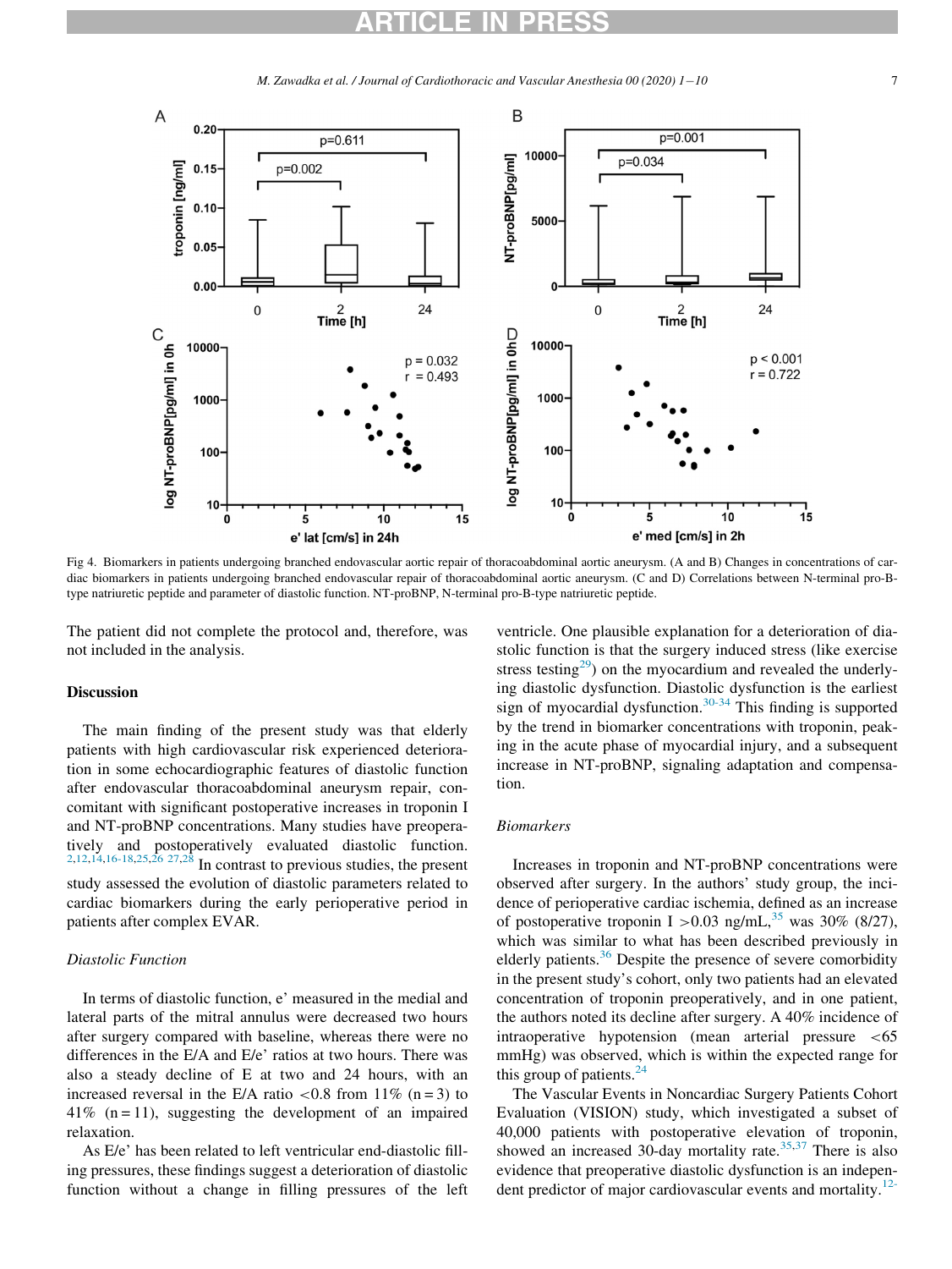Fig 4. Biomarkers in patients undergoing branched endovascular aortic repair of thoracoabdominal aortic aneurysm. (A and B) Changes in concentrations of cardiac biomarkers in patients undergoing branched endovascular aortic repair of thoracoabdominal aortic aneurysm. (C and D) Correlations between N-terminal pro-B-type natriuretic peptide and parameter of diastolic function. NT-proBNP, N-terminal pro-B-type natriuretic peptide.

The patient did not complete the protocol and, therefore, was not included in the analysis.

## Discussion

The main finding of the present study was that elderly patients with high cardiovascular risk experienced deterioration in some echocardiographic features of diastolic function after endovascular thoracoabdominal aneurysm repair, concomitant with significant postoperative increases in troponin I and NT-proBNP concentrations. Many studies have preoperatively and postoperatively evaluated diastolic function.[2,12,14,16-18,25,26 27,28] In contrast to previous studies, the present study assessed the evolution of diastolic parameters related to cardiac biomarkers during the early perioperative period in patients after complex EVAR.

### *Diastolic Function*

In terms of diastolic function, e' measured in the medial and lateral parts of the mitral annulus were decreased two hours after surgery compared with baseline, whereas there were no differences in the E/A and E/e' ratios at two hours. There was also a steady decline of E at two and 24 hours, with an increased reversal in the E/A ratio <0.8 from 11% (n = 3) to 41% (n = 11), suggesting the development of an impaired relaxation.

As E/e' has been related to left ventricular end-diastolic filling pressures, these findings suggest a deterioration of diastolic function without a change in filling pressures of the left ventricle. One plausible explanation for a deterioration of diastolic function is that the surgery induced stress (like exercise stress testing[29]) on the myocardium and revealed the underlying diastolic dysfunction. Diastolic dysfunction is the earliest sign of myocardial dysfunction.[30-34] This finding is supported by the trend in biomarker concentrations with troponin, peaking in the acute phase of myocardial injury, and a subsequent increase in NT-proBNP, signaling adaptation and compensation.

### *Biomarkers*

Increases in troponin and NT-proBNP concentrations were observed after surgery. In the authors' study group, the incidence of perioperative cardiac ischemia, defined as an increase of postoperative troponin I >0.03 ng/mL,[35] was 30% (8/27), which was similar to what has been described previously in elderly patients.[36] Despite the presence of severe comorbidity in the present study's cohort, only two patients had an elevated concentration of troponin preoperatively, and in one patient, the authors noted its decline after surgery. A 40% incidence of intraoperative hypotension (mean arterial pressure <65 mmHg) was observed, which is within the expected range for this group of patients.[24]

The Vascular Events in Noncardiac Surgery Patients Cohort Evaluation (VISION) study, which investigated a subset of 40,000 patients with postoperative elevation of troponin, showed an increased 30-day mortality rate.[35,37] There is also evidence that preoperative diastolic dysfunction is an independent predictor of major cardiovascular events and mortality.[12-]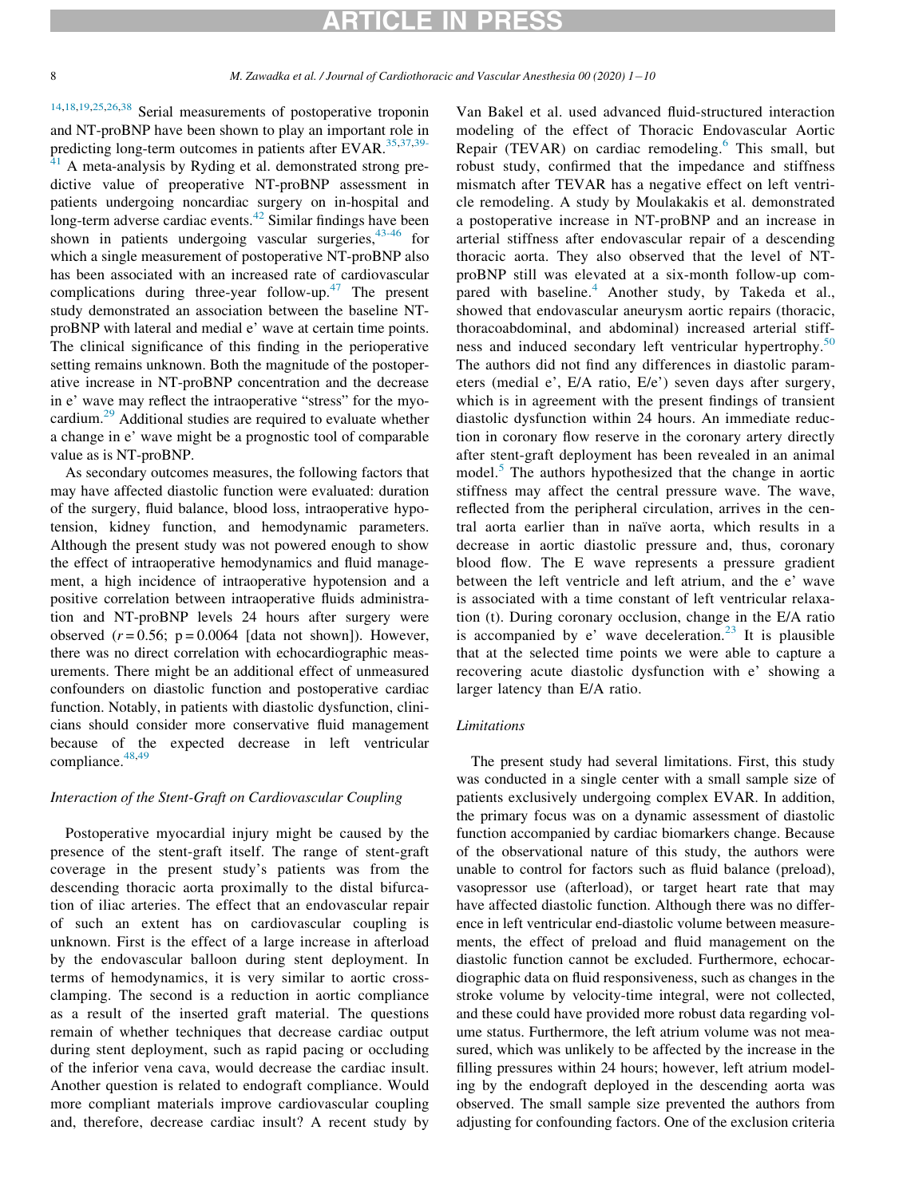[14,18,19,25,26,38] Serial measurements of postoperative troponin and NT-proBNP have been shown to play an important role in predicting long-term outcomes in patients after EVAR.[35,37,39-41] A meta-analysis by Ryding et al. demonstrated strong predictive value of preoperative NT-proBNP assessment in patients undergoing noncardiac surgery on in-hospital and long-term adverse cardiac events.[42] Similar findings have been shown in patients undergoing vascular surgeries,[43-46] for which a single measurement of postoperative NT-proBNP also has been associated with an increased rate of cardiovascular complications during three-year follow-up.[47] The present study demonstrated an association between the baseline NT-proBNP with lateral and medial e' wave at certain time points. The clinical significance of this finding in the perioperative setting remains unknown. Both the magnitude of the postoperative increase in NT-proBNP concentration and the decrease in e' wave may reflect the intraoperative "stress" for the myocardium.[29] Additional studies are required to evaluate whether a change in e' wave might be a prognostic tool of comparable value as is NT-proBNP.

As secondary outcomes measures, the following factors that may have affected diastolic function were evaluated: duration of the surgery, fluid balance, blood loss, intraoperative hypotension, kidney function, and hemodynamic parameters. Although the present study was not powered enough to show the effect of intraoperative hemodynamics and fluid management, a high incidence of intraoperative hypotension and a positive correlation between intraoperative fluids administration and NT-proBNP levels 24 hours after surgery were observed ($r = 0.56$; $p = 0.0064$ [data not shown]). However, there was no direct correlation with echocardiographic measurements. There might be an additional effect of unmeasured confounders on diastolic function and postoperative cardiac function. Notably, in patients with diastolic dysfunction, clinicians should consider more conservative fluid management because of the expected decrease in left ventricular compliance.[48,49]

### *Interaction of the Stent-Graft on Cardiovascular Coupling*

Postoperative myocardial injury might be caused by the presence of the stent-graft itself. The range of stent-graft coverage in the present study's patients was from the descending thoracic aorta proximally to the distal bifurcation of iliac arteries. The effect that an endovascular repair of such an extent has on cardiovascular coupling is unknown. First is the effect of a large increase in afterload by the endovascular balloon during stent deployment. In terms of hemodynamics, it is very similar to aortic cross-clamping. The second is a reduction in aortic compliance as a result of the inserted graft material. The questions remain of whether techniques that decrease cardiac output during stent deployment, such as rapid pacing or occluding of the inferior vena cava, would decrease the cardiac insult. Another question is related to endograft compliance. Would more compliant materials improve cardiovascular coupling and, therefore, decrease cardiac insult? A recent study by Van Bakel et al. used advanced fluid-structured interaction modeling of the effect of Thoracic Endovascular Aortic Repair (TEVAR) on cardiac remodeling.[6] This small, but robust study, confirmed that the impedance and stiffness mismatch after TEVAR has a negative effect on left ventricle remodeling. A study by Moulakakis et al. demonstrated a postoperative increase in NT-proBNP and an increase in arterial stiffness after endovascular repair of a descending thoracic aorta. They also observed that the level of NT-proBNP still was elevated at a six-month follow-up compared with baseline.[4] Another study, by Takeda et al., showed that endovascular aneurysm aortic repairs (thoracic, thoracoabdominal, and abdominal) increased arterial stiffness and induced secondary left ventricular hypertrophy.[50] The authors did not find any differences in diastolic parameters (medial e', E/A ratio, E/e') seven days after surgery, which is in agreement with the present findings of transient diastolic dysfunction within 24 hours. An immediate reduction in coronary flow reserve in the coronary artery directly after stent-graft deployment has been revealed in an animal model.[5] The authors hypothesized that the change in aortic stiffness may affect the central pressure wave. The wave, reflected from the peripheral circulation, arrives in the central aorta earlier than in naïve aorta, which results in a decrease in aortic diastolic pressure and, thus, coronary blood flow. The E wave represents a pressure gradient between the left ventricle and left atrium, and the e' wave is associated with a time constant of left ventricular relaxation (t). During coronary occlusion, change in the E/A ratio is accompanied by e' wave deceleration.[23] It is plausible that at the selected time points we were able to capture a recovering acute diastolic dysfunction with e' showing a larger latency than E/A ratio.

### *Limitations*

The present study had several limitations. First, this study was conducted in a single center with a small sample size of patients exclusively undergoing complex EVAR. In addition, the primary focus was on a dynamic assessment of diastolic function accompanied by cardiac biomarkers change. Because of the observational nature of this study, the authors were unable to control for factors such as fluid balance (preload), vasopressor use (afterload), or target heart rate that may have affected diastolic function. Although there was no difference in left ventricular end-diastolic volume between measurements, the effect of preload and fluid management on the diastolic function cannot be excluded. Furthermore, echocardiographic data on fluid responsiveness, such as changes in the stroke volume by velocity-time integral, were not collected, and these could have provided more robust data regarding volume status. Furthermore, the left atrium volume was not measured, which was unlikely to be affected by the increase in the filling pressures within 24 hours; however, left atrium modeling by the endograft deployed in the descending aorta was observed. The small sample size prevented the authors from adjusting for confounding factors. One of the exclusion criteria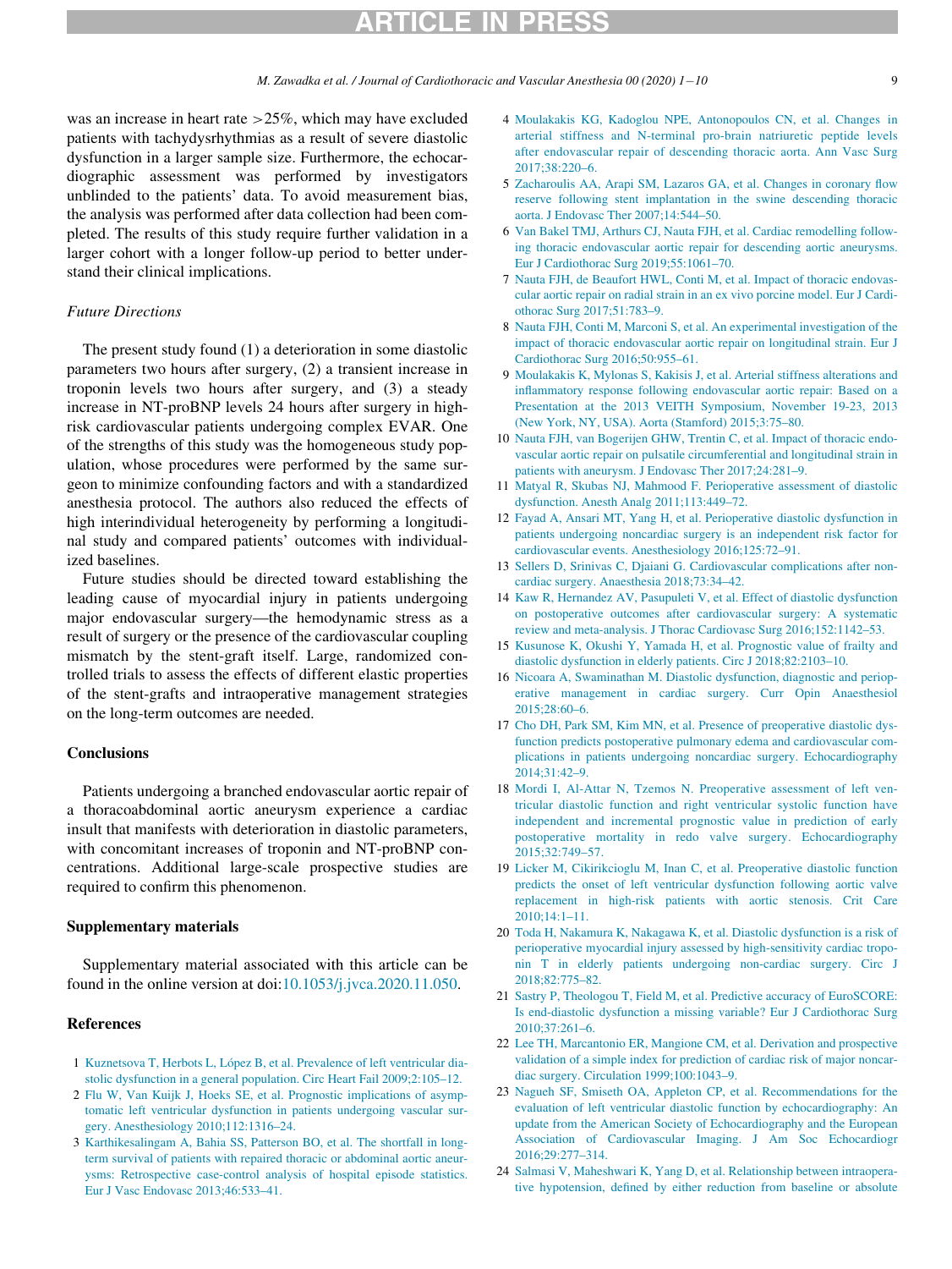was an increase in heart rate >25%, which may have excluded patients with tachydysrhythmias as a result of severe diastolic dysfunction in a larger sample size. Furthermore, the echocardiographic assessment was performed by investigators unblinded to the patients' data. To avoid measurement bias, the analysis was performed after data collection had been completed. The results of this study require further validation in a larger cohort with a longer follow-up period to better understand their clinical implications.

### *Future Directions*

The present study found (1) a deterioration in some diastolic parameters two hours after surgery, (2) a transient increase in troponin levels two hours after surgery, and (3) a steady increase in NT-proBNP levels 24 hours after surgery in high-risk cardiovascular patients undergoing complex EVAR. One of the strengths of this study was the homogeneous study population, whose procedures were performed by the same surgeon to minimize confounding factors and with a standardized anesthesia protocol. The authors also reduced the effects of high interindividual heterogeneity by performing a longitudinal study and compared patients' outcomes with individualized baselines.

Future studies should be directed toward establishing the leading cause of myocardial injury in patients undergoing major endovascular surgery—the hemodynamic stress as a result of surgery or the presence of the cardiovascular coupling mismatch by the stent-graft itself. Large, randomized controlled trials to assess the effects of different elastic properties of the stent-grafts and intraoperative management strategies on the long-term outcomes are needed.

## Conclusions

Patients undergoing a branched endovascular aortic repair of a thoracoabdominal aortic aneurysm experience a cardiac insult that manifests with deterioration in diastolic parameters, with concomitant increases of troponin and NT-proBNP concentrations. Additional large-scale prospective studies are required to confirm this phenomenon.

## Supplementary materials

Supplementary material associated with this article can be found in the online version at doi:10.1053/j.jvca.2020.11.050.

## References

1 Kuznetsova T, Herbots L, López B, et al. Prevalence of left ventricular diastolic dysfunction in a general population. Circ Heart Fail 2009;2:105–12.

2 Flu W, Van Kuijk J, Hoeks SE, et al. Prognostic implications of asymptomatic left ventricular dysfunction in patients undergoing vascular surgery. Anesthesiology 2010;112:1316–24.

3 Karthikesalingam A, Bahia SS, Patterson BO, et al. The shortfall in long-term survival of patients with repaired thoracic or abdominal aortic aneurysms: Retrospective case-control analysis of hospital episode statistics. Eur J Vasc Endovasc 2013;46:533–41.

4 Moulakakis KG, Kadoglou NPE, Antonopoulos CN, et al. Changes in arterial stiffness and N-terminal pro-brain natriuretic peptide levels after endovascular repair of descending thoracic aorta. Ann Vasc Surg 2017;38:220–6.

5 Zacharoulis AA, Arapi SM, Lazaros GA, et al. Changes in coronary flow reserve following stent implantation in the swine descending thoracic aorta. J Endovasc Ther 2007;14:544–50.

6 Van Bakel TMJ, Arthurs CJ, Nauta FJH, et al. Cardiac remodelling following thoracic endovascular aortic repair for descending aortic aneurysms. Eur J Cardiothorac Surg 2019;55:1061–70.

7 Nauta FJH, de Beaufort HWL, Conti M, et al. Impact of thoracic endovascular aortic repair on radial strain in an ex vivo porcine model. Eur J Cardiothorac Surg 2017;51:783–9.

8 Nauta FJH, Conti M, Marconi S, et al. An experimental investigation of the impact of thoracic endovascular aortic repair on longitudinal strain. Eur J Cardiothorac Surg 2016;50:955–61.

9 Moulakakis K, Mylonas S, Kakisis J, et al. Arterial stiffness alterations and inflammatory response following endovascular aortic repair: Based on a Presentation at the 2013 VEITH Symposium, November 19-23, 2013 (New York, NY, USA). Aorta (Stamford) 2015;3:75–80.

10 Nauta FJH, van Bogerijen GHW, Trentin C, et al. Impact of thoracic endovascular aortic repair on pulsatile circumferential and longitudinal strain in patients with aneurysm. J Endovasc Ther 2017;24:281–9.

11 Matyal R, Skubas NJ, Mahmood F. Perioperative assessment of diastolic dysfunction. Anesth Analg 2011;113:449–72.

12 Fayad A, Ansari MT, Yang H, et al. Perioperative diastolic dysfunction in patients undergoing noncardiac surgery is an independent risk factor for cardiovascular events. Anesthesiology 2016;125:72–91.

13 Sellers D, Srinivas C, Djaiani G. Cardiovascular complications after non-cardiac surgery. Anaesthesia 2018;73:34–42.

14 Kaw R, Hernandez AV, Pasupuleti V, et al. Effect of diastolic dysfunction on postoperative outcomes after cardiovascular surgery: A systematic review and meta-analysis. J Thorac Cardiovasc Surg 2016;152:1142–53.

15 Kusunose K, Okushi Y, Yamada H, et al. Prognostic value of frailty and diastolic dysfunction in elderly patients. Circ J 2018;82:2103–10.

16 Nicoara A, Swaminathan M. Diastolic dysfunction, diagnostic and perioperative management in cardiac surgery. Curr Opin Anaesthesiol 2015;28:60–6.

17 Cho DH, Park SM, Kim MN, et al. Presence of preoperative diastolic dysfunction predicts postoperative pulmonary edema and cardiovascular complications in patients undergoing noncardiac surgery. Echocardiography 2014;31:42–9.

18 Mordi I, Al-Attar N, Tzemos N. Preoperative assessment of left ventricular diastolic function and right ventricular systolic function have independent and incremental prognostic value in prediction of early postoperative mortality in redo valve surgery. Echocardiography 2015;32:749–57.

19 Licker M, Cikirikcioglu M, Inan C, et al. Preoperative diastolic function predicts the onset of left ventricular dysfunction following aortic valve replacement in high-risk patients with aortic stenosis. Crit Care 2010;14:1–11.

20 Toda H, Nakamura K, Nakagawa K, et al. Diastolic dysfunction is a risk of perioperative myocardial injury assessed by high-sensitivity cardiac troponin T in elderly patients undergoing non-cardiac surgery. Circ J 2018;82:775–82.

21 Sastry P, Theologou T, Field M, et al. Predictive accuracy of EuroSCORE: Is end-diastolic dysfunction a missing variable? Eur J Cardiothorac Surg 2010;37:261–6.

22 Lee TH, Marcantonio ER, Mangione CM, et al. Derivation and prospective validation of a simple index for prediction of cardiac risk of major noncardiac surgery. Circulation 1999;100:1043–9.

23 Nagueh SF, Smiseth OA, Appleton CP, et al. Recommendations for the evaluation of left ventricular diastolic function by echocardiography: An update from the American Society of Echocardiography and the European Association of Cardiovascular Imaging. J Am Soc Echocardiogr 2016;29:277–314.

24 Salmasi V, Maheshwari K, Yang D, et al. Relationship between intraoperative hypotension, defined by either reduction from baseline or absolute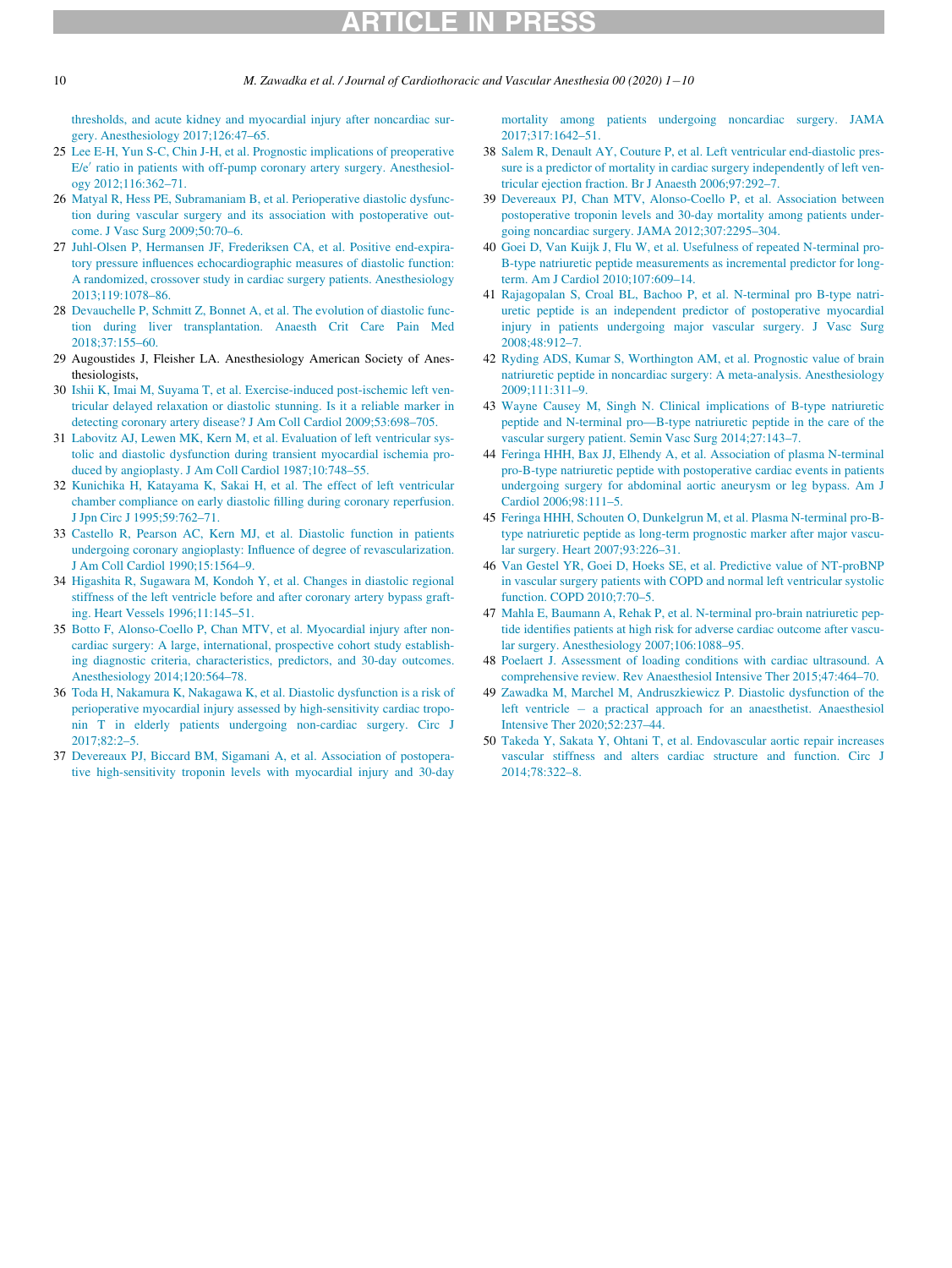thresholds, and acute kidney and myocardial injury after noncardiac surgery. Anesthesiology 2017;126:47–65.

25 Lee E-H, Yun S-C, Chin J-H, et al. Prognostic implications of preoperative E/e′ ratio in patients with off-pump coronary artery surgery. Anesthesiology 2012;116:362–71.

26 Matyal R, Hess PE, Subramaniam B, et al. Perioperative diastolic dysfunction during vascular surgery and its association with postoperative outcome. J Vasc Surg 2009;50:70–6.

27 Juhl-Olsen P, Hermansen JF, Frederiksen CA, et al. Positive end-expiratory pressure influences echocardiographic measures of diastolic function: A randomized, crossover study in cardiac surgery patients. Anesthesiology 2013;119:1078–86.

28 Devauchelle P, Schmitt Z, Bonnet A, et al. The evolution of diastolic function during liver transplantation. Anaesth Crit Care Pain Med 2018;37:155–60.

29 Augoustides J, Fleisher LA. Anesthesiology American Society of Anesthesiologists,

30 Ishii K, Imai M, Suyama T, et al. Exercise-induced post-ischemic left ventricular delayed relaxation or diastolic stunning. Is it a reliable marker in detecting coronary artery disease? J Am Coll Cardiol 2009;53:698–705.

31 Labovitz AJ, Lewen MK, Kern M, et al. Evaluation of left ventricular systolic and diastolic dysfunction during transient myocardial ischemia produced by angioplasty. J Am Coll Cardiol 1987;10:748–55.

32 Kunichika H, Katayama K, Sakai H, et al. The effect of left ventricular chamber compliance on early diastolic filling during coronary reperfusion. J Jpn Circ J 1995;59:762–71.

33 Castello R, Pearson AC, Kern MJ, et al. Diastolic function in patients undergoing coronary angioplasty: Influence of degree of revascularization. J Am Coll Cardiol 1990;15:1564–9.

34 Higashita R, Sugawara M, Kondoh Y, et al. Changes in diastolic regional stiffness of the left ventricle before and after coronary artery bypass grafting. Heart Vessels 1996;11:145–51.

35 Botto F, Alonso-Coello P, Chan MTV, et al. Myocardial injury after noncardiac surgery: A large, international, prospective cohort study establishing diagnostic criteria, characteristics, predictors, and 30-day outcomes. Anesthesiology 2014;120:564–78.

36 Toda H, Nakamura K, Nakagawa K, et al. Diastolic dysfunction is a risk of perioperative myocardial injury assessed by high-sensitivity cardiac troponin T in elderly patients undergoing non-cardiac surgery. Circ J 2017;82:2–5.

37 Devereaux PJ, Biccard BM, Sigamani A, et al. Association of postoperative high-sensitivity troponin levels with myocardial injury and 30-day mortality among patients undergoing noncardiac surgery. JAMA 2017;317:1642–51.

38 Salem R, Denault AY, Couture P, et al. Left ventricular end-diastolic pressure is a predictor of mortality in cardiac surgery independently of left ventricular ejection fraction. Br J Anaesth 2006;97:292–7.

39 Devereaux PJ, Chan MTV, Alonso-Coello P, et al. Association between postoperative troponin levels and 30-day mortality among patients undergoing noncardiac surgery. JAMA 2012;307:2295–304.

40 Goei D, Van Kuijk J, Flu W, et al. Usefulness of repeated N-terminal pro-B-type natriuretic peptide measurements as incremental predictor for long-term. Am J Cardiol 2010;107:609–14.

41 Rajagopalan S, Croal BL, Bachoo P, et al. N-terminal pro B-type natriuretic peptide is an independent predictor of postoperative myocardial injury in patients undergoing major vascular surgery. J Vasc Surg 2008;48:912–7.

42 Ryding ADS, Kumar S, Worthington AM, et al. Prognostic value of brain natriuretic peptide in noncardiac surgery: A meta-analysis. Anesthesiology 2009;111:311–9.

43 Wayne Causey M, Singh N. Clinical implications of B-type natriuretic peptide and N-terminal pro—B-type natriuretic peptide in the care of the vascular surgery patient. Semin Vasc Surg 2014;27:143–7.

44 Feringa HHH, Bax JJ, Elhendy A, et al. Association of plasma N-terminal pro-B-type natriuretic peptide with postoperative cardiac events in patients undergoing surgery for abdominal aortic aneurysm or leg bypass. Am J Cardiol 2006;98:111–5.

45 Feringa HHH, Schouten O, Dunkelgrun M, et al. Plasma N-terminal pro-B-type natriuretic peptide as long-term prognostic marker after major vascular surgery. Heart 2007;93:226–31.

46 Van Gestel YR, Goei D, Hoeks SE, et al. Predictive value of NT-proBNP in vascular surgery patients with COPD and normal left ventricular systolic function. COPD 2010;7:70–5.

47 Mahla E, Baumann A, Rehak P, et al. N-terminal pro-brain natriuretic peptide identifies patients at high risk for adverse cardiac outcome after vascular surgery. Anesthesiology 2007;106:1088–95.

48 Poelaert J. Assessment of loading conditions with cardiac ultrasound. A comprehensive review. Rev Anaesthesiol Intensive Ther 2015;47:464–70.

49 Zawadka M, Marchel M, Andruszkiewicz P. Diastolic dysfunction of the left ventricle – a practical approach for an anaesthetist. Anaesthesiol Intensive Ther 2020;52:237–44.

50 Takeda Y, Sakata Y, Ohtani T, et al. Endovascular aortic repair increases vascular stiffness and alters cardiac structure and function. Circ J 2014;78:322–8.